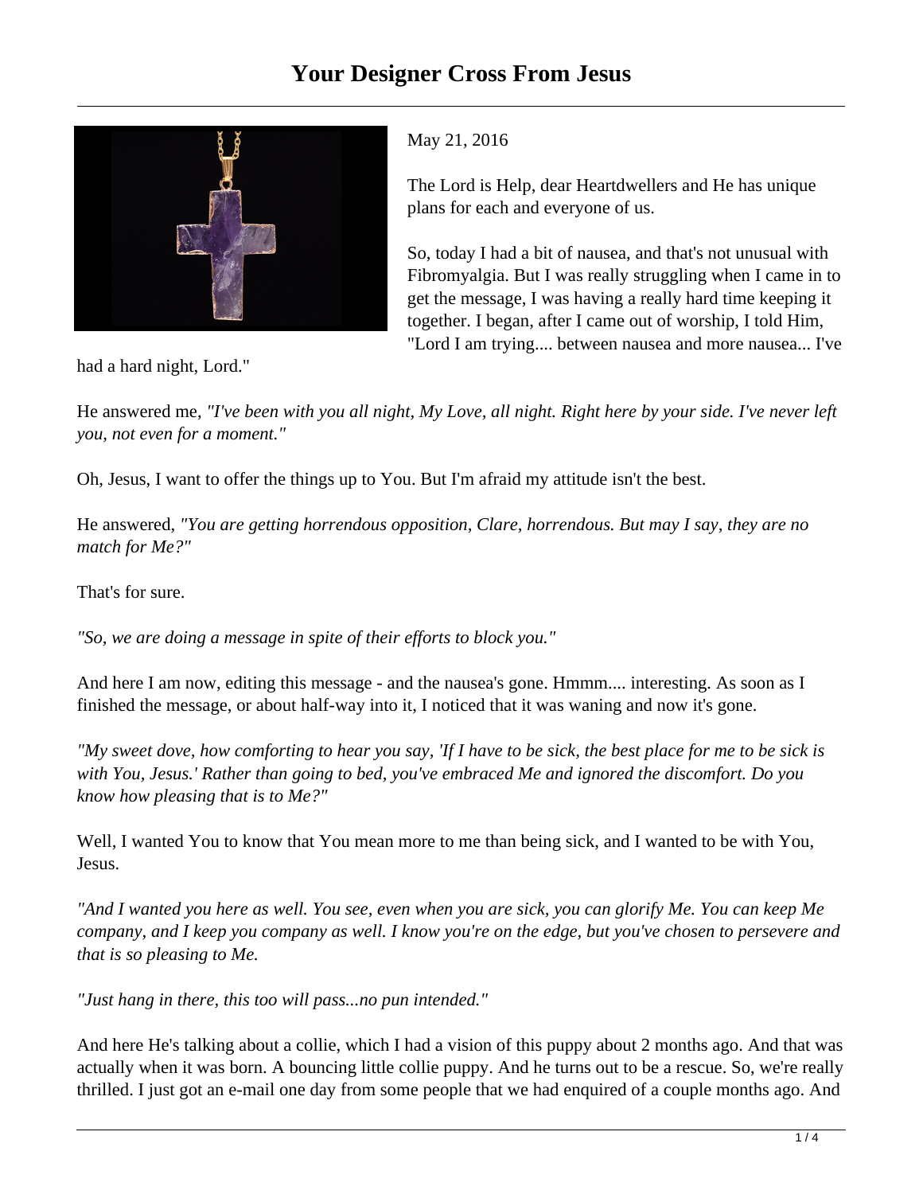# Your Designer Cross From Jesus

May 21, 2016

The Lord is Help, dear Heartdwellers and He has unique plans for each and everyone of us.

So, today I had a bit of nausea, and that's not unusual with Fibromyalgia. But I was really struggling when I came in to get the message, I was having a really hard time keeping it together. I began, after I came out of worship, I told Him, "Lord I am trying.... between nausea and more nausea... I've had a hard night, Lord."

He answered me, *"I've been with you all night, My Love, all night. Right here by your side. I've never left you, not even for a moment."*

Oh, Jesus, I want to offer the things up to You. But I'm afraid my attitude isn't the best.

He answered, *"You are getting horrendous opposition, Clare, horrendous. But may I say, they are no match for Me?"*

That's for sure.

*"So, we are doing a message in spite of their efforts to block you."*

And here I am now, editing this message - and the nausea's gone. Hmmm.... interesting. As soon as I finished the message, or about half-way into it, I noticed that it was waning and now it's gone.

*"My sweet dove, how comforting to hear you say, 'If I have to be sick, the best place for me to be sick is with You, Jesus.' Rather than going to bed, you've embraced Me and ignored the discomfort. Do you know how pleasing that is to Me?"*

Well, I wanted You to know that You mean more to me than being sick, and I wanted to be with You, Jesus.

*"And I wanted you here as well. You see, even when you are sick, you can glorify Me. You can keep Me company, and I keep you company as well. I know you're on the edge, but you've chosen to persevere and that is so pleasing to Me.*

*"Just hang in there, this too will pass...no pun intended."*

And here He's talking about a collie, which I had a vision of this puppy about 2 months ago. And that was actually when it was born. A bouncing little collie puppy. And he turns out to be a rescue. So, we're really thrilled. I just got an e-mail one day from some people that we had enquired of a couple months ago. And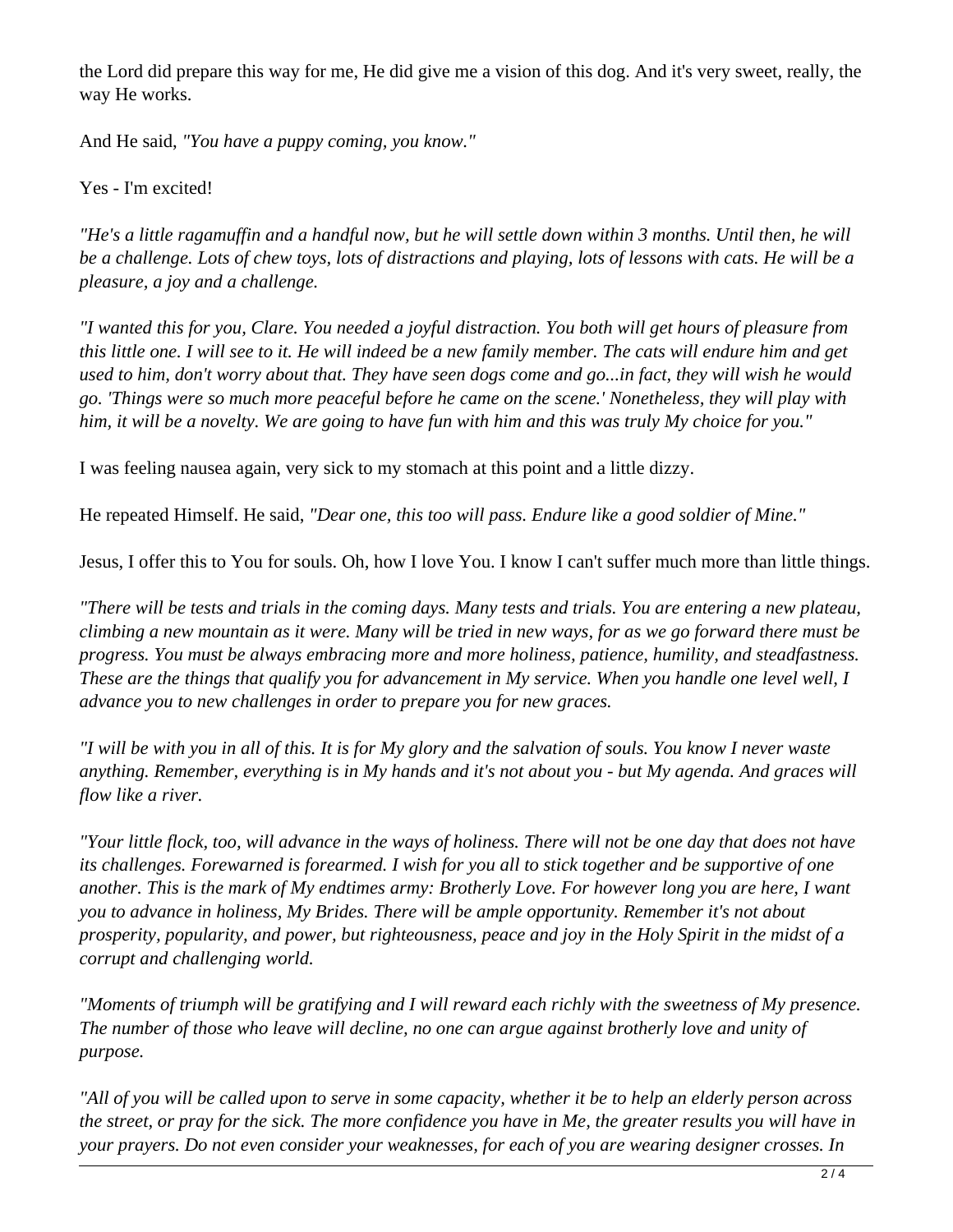the Lord did prepare this way for me, He did give me a vision of this dog. And it's very sweet, really, the way He works.

And He said, *"You have a puppy coming, you know."*

Yes - I'm excited!

*"He's a little ragamuffin and a handful now, but he will settle down within 3 months. Until then, he will be a challenge. Lots of chew toys, lots of distractions and playing, lots of lessons with cats. He will be a pleasure, a joy and a challenge.*

*"I wanted this for you, Clare. You needed a joyful distraction. You both will get hours of pleasure from this little one. I will see to it. He will indeed be a new family member. The cats will endure him and get used to him, don't worry about that. They have seen dogs come and go...in fact, they will wish he would go. 'Things were so much more peaceful before he came on the scene.' Nonetheless, they will play with him, it will be a novelty. We are going to have fun with him and this was truly My choice for you."*

I was feeling nausea again, very sick to my stomach at this point and a little dizzy.

He repeated Himself. He said, *"Dear one, this too will pass. Endure like a good soldier of Mine."*

Jesus, I offer this to You for souls. Oh, how I love You. I know I can't suffer much more than little things.

*"There will be tests and trials in the coming days. Many tests and trials. You are entering a new plateau, climbing a new mountain as it were. Many will be tried in new ways, for as we go forward there must be progress. You must be always embracing more and more holiness, patience, humility, and steadfastness. These are the things that qualify you for advancement in My service. When you handle one level well, I advance you to new challenges in order to prepare you for new graces.*

*"I will be with you in all of this. It is for My glory and the salvation of souls. You know I never waste anything. Remember, everything is in My hands and it's not about you - but My agenda. And graces will flow like a river.*

*"Your little flock, too, will advance in the ways of holiness. There will not be one day that does not have its challenges. Forewarned is forearmed. I wish for you all to stick together and be supportive of one another. This is the mark of My endtimes army: Brotherly Love. For however long you are here, I want you to advance in holiness, My Brides. There will be ample opportunity. Remember it's not about prosperity, popularity, and power, but righteousness, peace and joy in the Holy Spirit in the midst of a corrupt and challenging world.*

*"Moments of triumph will be gratifying and I will reward each richly with the sweetness of My presence. The number of those who leave will decline, no one can argue against brotherly love and unity of purpose.*

*"All of you will be called upon to serve in some capacity, whether it be to help an elderly person across the street, or pray for the sick. The more confidence you have in Me, the greater results you will have in your prayers. Do not even consider your weaknesses, for each of you are wearing designer crosses. In*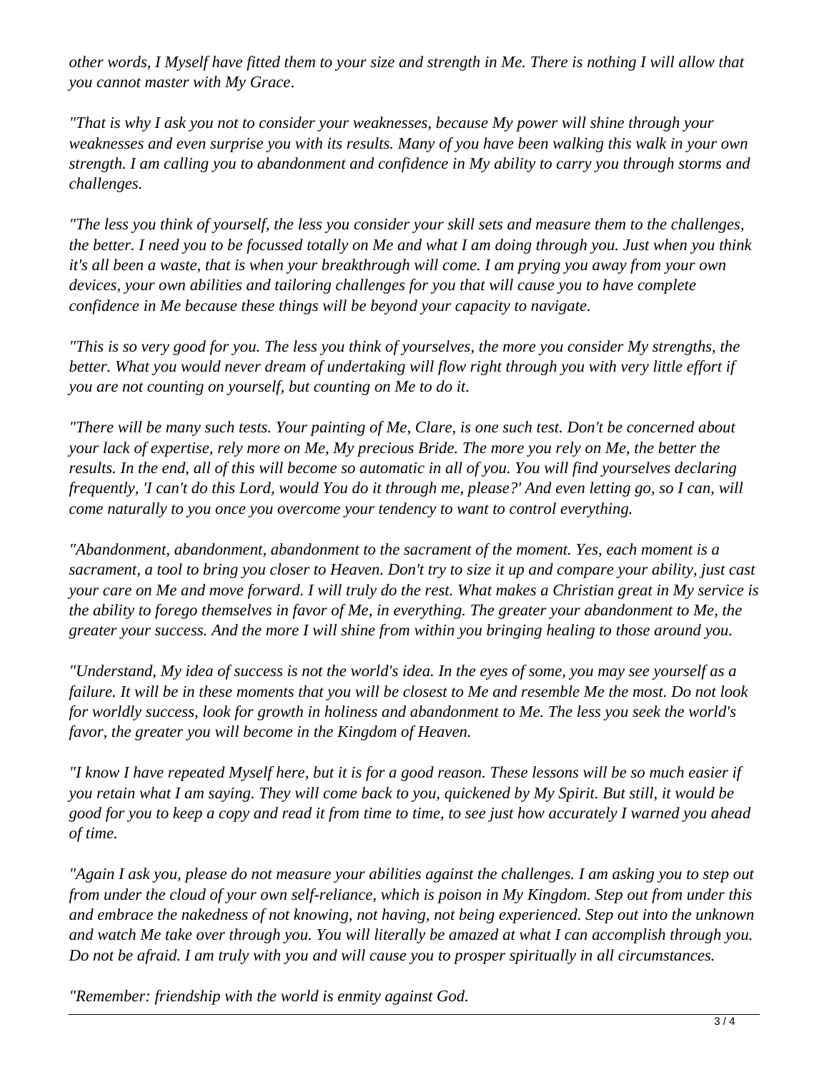*other words, I Myself have fitted them to your size and strength in Me. There is nothing I will allow that you cannot master with My Grace.*

*"That is why I ask you not to consider your weaknesses, because My power will shine through your weaknesses and even surprise you with its results. Many of you have been walking this walk in your own strength. I am calling you to abandonment and confidence in My ability to carry you through storms and challenges.*

*"The less you think of yourself, the less you consider your skill sets and measure them to the challenges, the better. I need you to be focussed totally on Me and what I am doing through you. Just when you think it's all been a waste, that is when your breakthrough will come. I am prying you away from your own devices, your own abilities and tailoring challenges for you that will cause you to have complete confidence in Me because these things will be beyond your capacity to navigate.*

*"This is so very good for you. The less you think of yourselves, the more you consider My strengths, the better. What you would never dream of undertaking will flow right through you with very little effort if you are not counting on yourself, but counting on Me to do it.*

*"There will be many such tests. Your painting of Me, Clare, is one such test. Don't be concerned about your lack of expertise, rely more on Me, My precious Bride. The more you rely on Me, the better the results. In the end, all of this will become so automatic in all of you. You will find yourselves declaring frequently, 'I can't do this Lord, would You do it through me, please?' And even letting go, so I can, will come naturally to you once you overcome your tendency to want to control everything.*

*"Abandonment, abandonment, abandonment to the sacrament of the moment. Yes, each moment is a sacrament, a tool to bring you closer to Heaven. Don't try to size it up and compare your ability, just cast your care on Me and move forward. I will truly do the rest. What makes a Christian great in My service is the ability to forego themselves in favor of Me, in everything. The greater your abandonment to Me, the greater your success. And the more I will shine from within you bringing healing to those around you.*

*"Understand, My idea of success is not the world's idea. In the eyes of some, you may see yourself as a failure. It will be in these moments that you will be closest to Me and resemble Me the most. Do not look for worldly success, look for growth in holiness and abandonment to Me. The less you seek the world's favor, the greater you will become in the Kingdom of Heaven.*

*"I know I have repeated Myself here, but it is for a good reason. These lessons will be so much easier if you retain what I am saying. They will come back to you, quickened by My Spirit. But still, it would be good for you to keep a copy and read it from time to time, to see just how accurately I warned you ahead of time.*

*"Again I ask you, please do not measure your abilities against the challenges. I am asking you to step out from under the cloud of your own self-reliance, which is poison in My Kingdom. Step out from under this and embrace the nakedness of not knowing, not having, not being experienced. Step out into the unknown and watch Me take over through you. You will literally be amazed at what I can accomplish through you. Do not be afraid. I am truly with you and will cause you to prosper spiritually in all circumstances.*

*"Remember: friendship with the world is enmity against God.*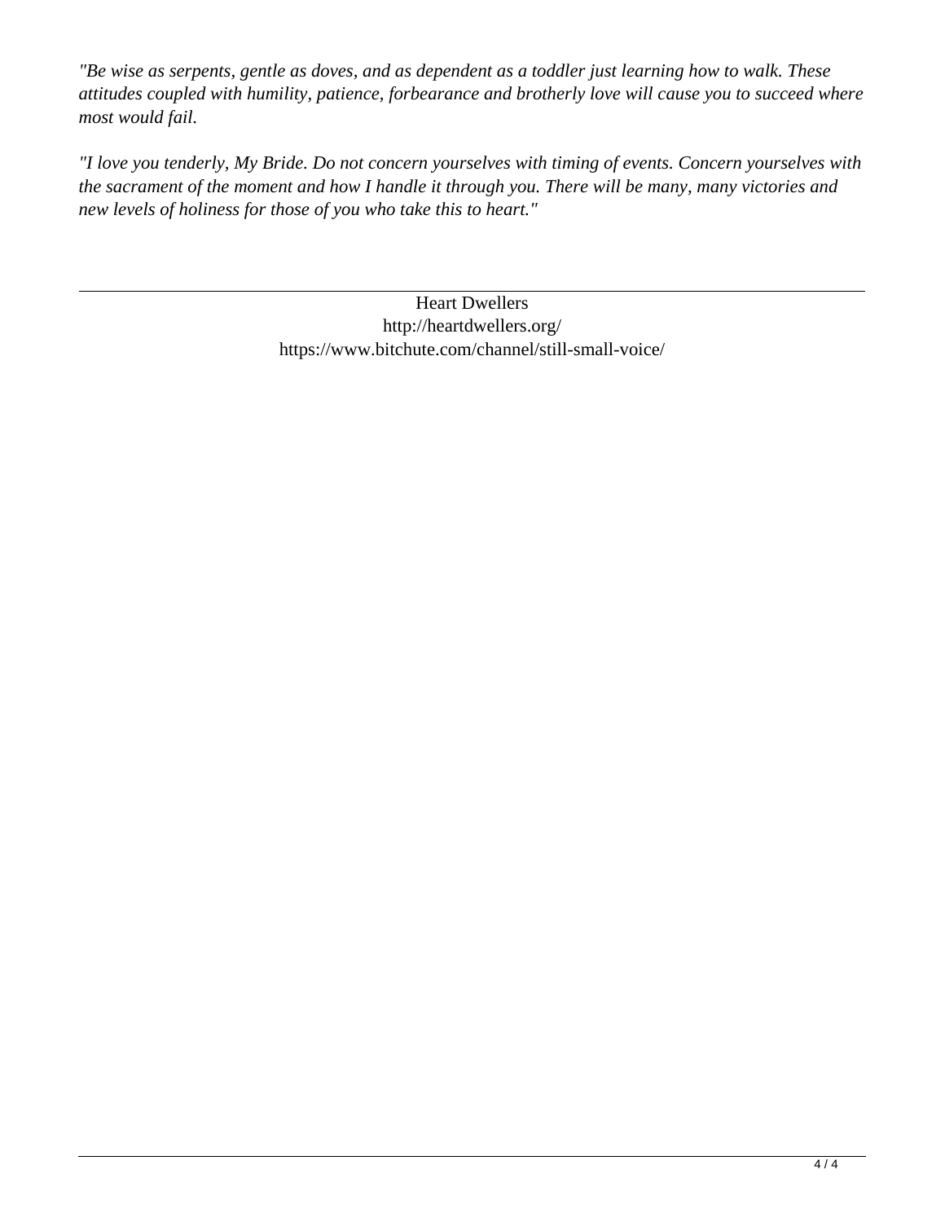*"Be wise as serpents, gentle as doves, and as dependent as a toddler just learning how to walk. These attitudes coupled with humility, patience, forbearance and brotherly love will cause you to succeed where most would fail.*

*"I love you tenderly, My Bride. Do not concern yourselves with timing of events. Concern yourselves with the sacrament of the moment and how I handle it through you. There will be many, many victories and new levels of holiness for those of you who take this to heart."*

---

Heart Dwellers
http://heartdwellers.org/
https://www.bitchute.com/channel/still-small-voice/